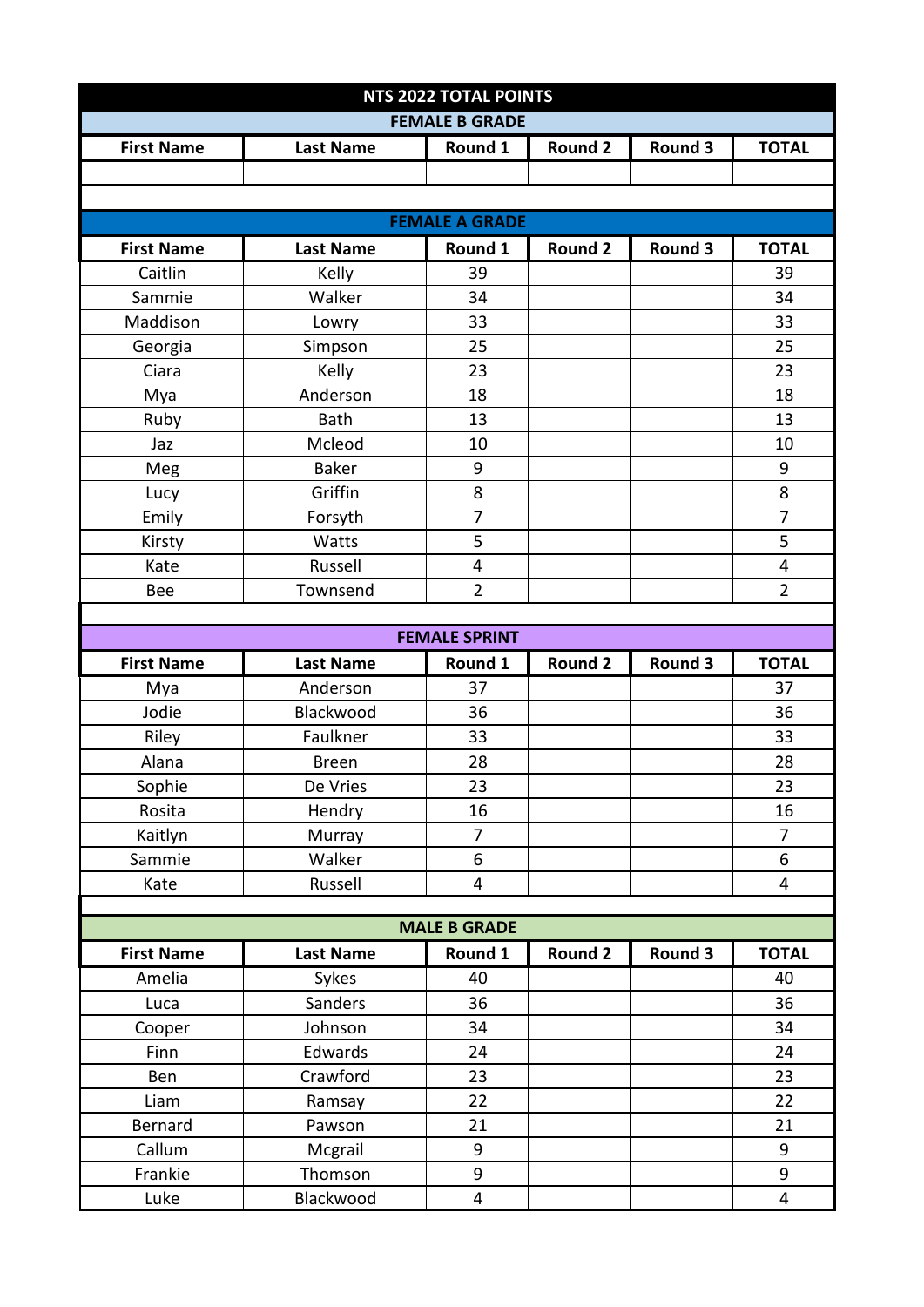# NTS 2022 TOTAL POINTS

## FEMALE B GRADE

| First Name | Last Name | Round 1 | Round 2 | Round 3 | TOTAL |
|---|---|---|---|---|---|
| | | | | | |

## FEMALE A GRADE

| First Name | Last Name | Round 1 | Round 2 | Round 3 | TOTAL |
|---|---|---|---|---|---|
| Caitlin | Kelly | 39 | | | 39 |
| Sammie | Walker | 34 | | | 34 |
| Maddison | Lowry | 33 | | | 33 |
| Georgia | Simpson | 25 | | | 25 |
| Ciara | Kelly | 23 | | | 23 |
| Mya | Anderson | 18 | | | 18 |
| Ruby | Bath | 13 | | | 13 |
| Jaz | Mcleod | 10 | | | 10 |
| Meg | Baker | 9 | | | 9 |
| Lucy | Griffin | 8 | | | 8 |
| Emily | Forsyth | 7 | | | 7 |
| Kirsty | Watts | 5 | | | 5 |
| Kate | Russell | 4 | | | 4 |
| Bee | Townsend | 2 | | | 2 |

## FEMALE SPRINT

| First Name | Last Name | Round 1 | Round 2 | Round 3 | TOTAL |
|---|---|---|---|---|---|
| Mya | Anderson | 37 | | | 37 |
| Jodie | Blackwood | 36 | | | 36 |
| Riley | Faulkner | 33 | | | 33 |
| Alana | Breen | 28 | | | 28 |
| Sophie | De Vries | 23 | | | 23 |
| Rosita | Hendry | 16 | | | 16 |
| Kaitlyn | Murray | 7 | | | 7 |
| Sammie | Walker | 6 | | | 6 |
| Kate | Russell | 4 | | | 4 |

## MALE B GRADE

| First Name | Last Name | Round 1 | Round 2 | Round 3 | TOTAL |
|---|---|---|---|---|---|
| Amelia | Sykes | 40 | | | 40 |
| Luca | Sanders | 36 | | | 36 |
| Cooper | Johnson | 34 | | | 34 |
| Finn | Edwards | 24 | | | 24 |
| Ben | Crawford | 23 | | | 23 |
| Liam | Ramsay | 22 | | | 22 |
| Bernard | Pawson | 21 | | | 21 |
| Callum | Mcgrail | 9 | | | 9 |
| Frankie | Thomson | 9 | | | 9 |
| Luke | Blackwood | 4 | | | 4 |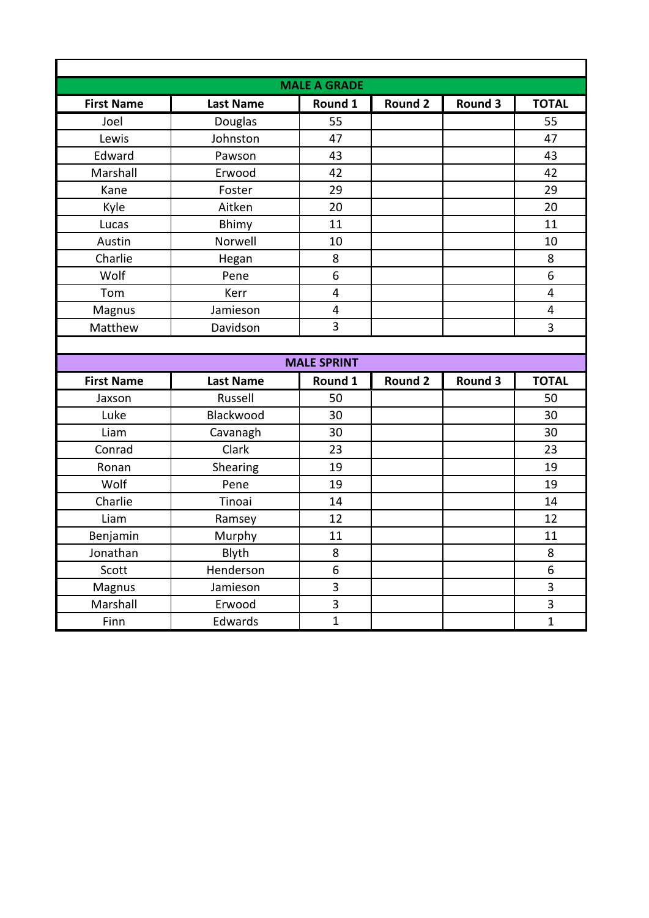## MALE A GRADE

| First Name | Last Name | Round 1 | Round 2 | Round 3 | TOTAL |
|---|---|---|---|---|---|
| Joel | Douglas | 55 | | | 55 |
| Lewis | Johnston | 47 | | | 47 |
| Edward | Pawson | 43 | | | 43 |
| Marshall | Erwood | 42 | | | 42 |
| Kane | Foster | 29 | | | 29 |
| Kyle | Aitken | 20 | | | 20 |
| Lucas | Bhimy | 11 | | | 11 |
| Austin | Norwell | 10 | | | 10 |
| Charlie | Hegan | 8 | | | 8 |
| Wolf | Pene | 6 | | | 6 |
| Tom | Kerr | 4 | | | 4 |
| Magnus | Jamieson | 4 | | | 4 |
| Matthew | Davidson | 3 | | | 3 |

## MALE SPRINT

| First Name | Last Name | Round 1 | Round 2 | Round 3 | TOTAL |
|---|---|---|---|---|---|
| Jaxson | Russell | 50 | | | 50 |
| Luke | Blackwood | 30 | | | 30 |
| Liam | Cavanagh | 30 | | | 30 |
| Conrad | Clark | 23 | | | 23 |
| Ronan | Shearing | 19 | | | 19 |
| Wolf | Pene | 19 | | | 19 |
| Charlie | Tinoai | 14 | | | 14 |
| Liam | Ramsey | 12 | | | 12 |
| Benjamin | Murphy | 11 | | | 11 |
| Jonathan | Blyth | 8 | | | 8 |
| Scott | Henderson | 6 | | | 6 |
| Magnus | Jamieson | 3 | | | 3 |
| Marshall | Erwood | 3 | | | 3 |
| Finn | Edwards | 1 | | | 1 |